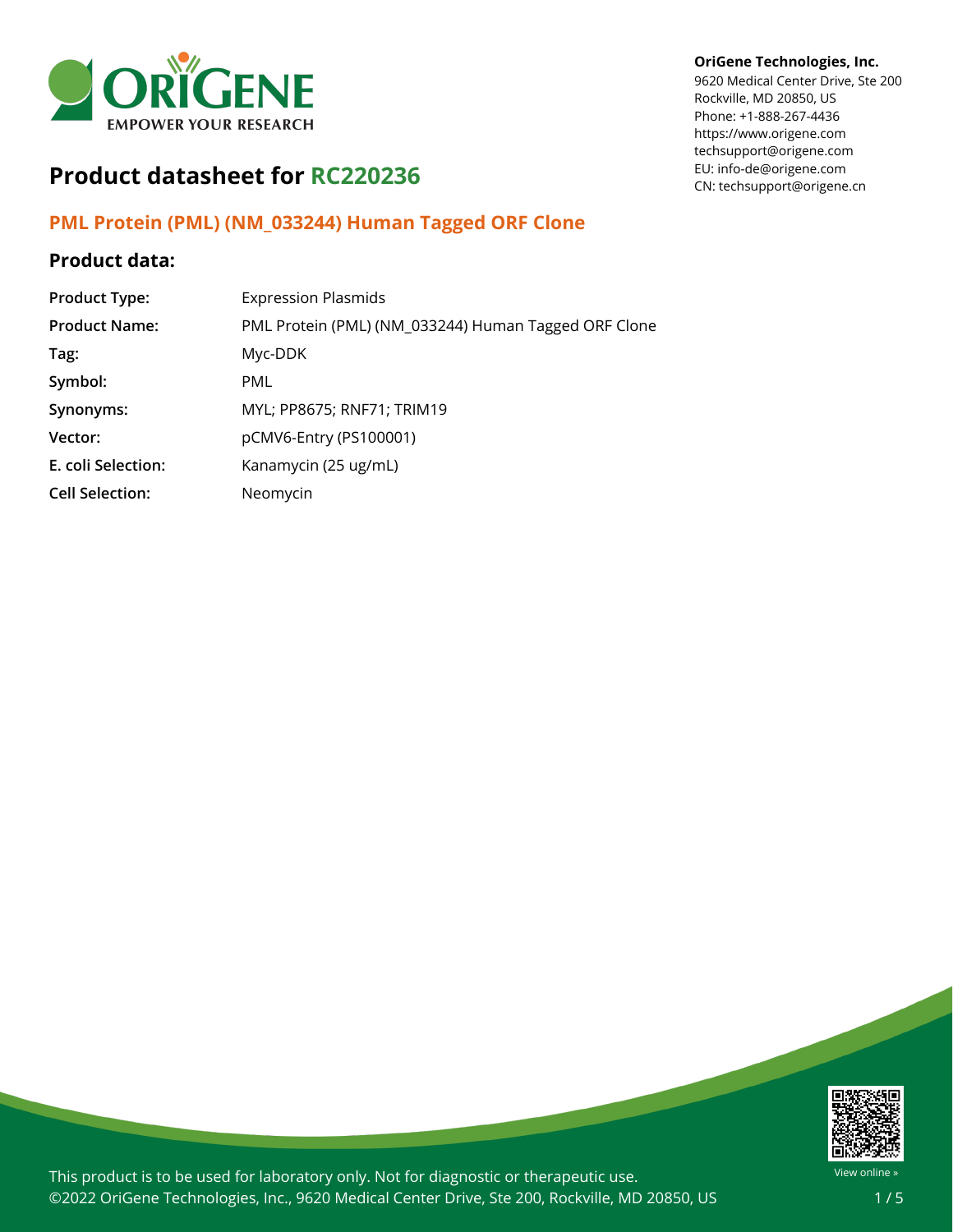OriGene Technologies, Inc.
9620 Medical Center Drive, Ste 200
Rockville, MD 20850, US
Phone: +1-888-267-4436
https://www.origene.com
techsupport@origene.com
EU: info-de@origene.com
CN: techsupport@origene.cn

# Product datasheet for RC220236

## PML Protein (PML) (NM_033244) Human Tagged ORF Clone

### Product data:

| | |
|---|---|
| **Product Type:** | Expression Plasmids |
| **Product Name:** | PML Protein (PML) (NM_033244) Human Tagged ORF Clone |
| **Tag:** | Myc-DDK |
| **Symbol:** | PML |
| **Synonyms:** | MYL; PP8675; RNF71; TRIM19 |
| **Vector:** | pCMV6-Entry (PS100001) |
| **E. coli Selection:** | Kanamycin (25 ug/mL) |
| **Cell Selection:** | Neomycin |

This product is to be used for laboratory only. Not for diagnostic or therapeutic use.
©2022 OriGene Technologies, Inc., 9620 Medical Center Drive, Ste 200, Rockville, MD 20850, US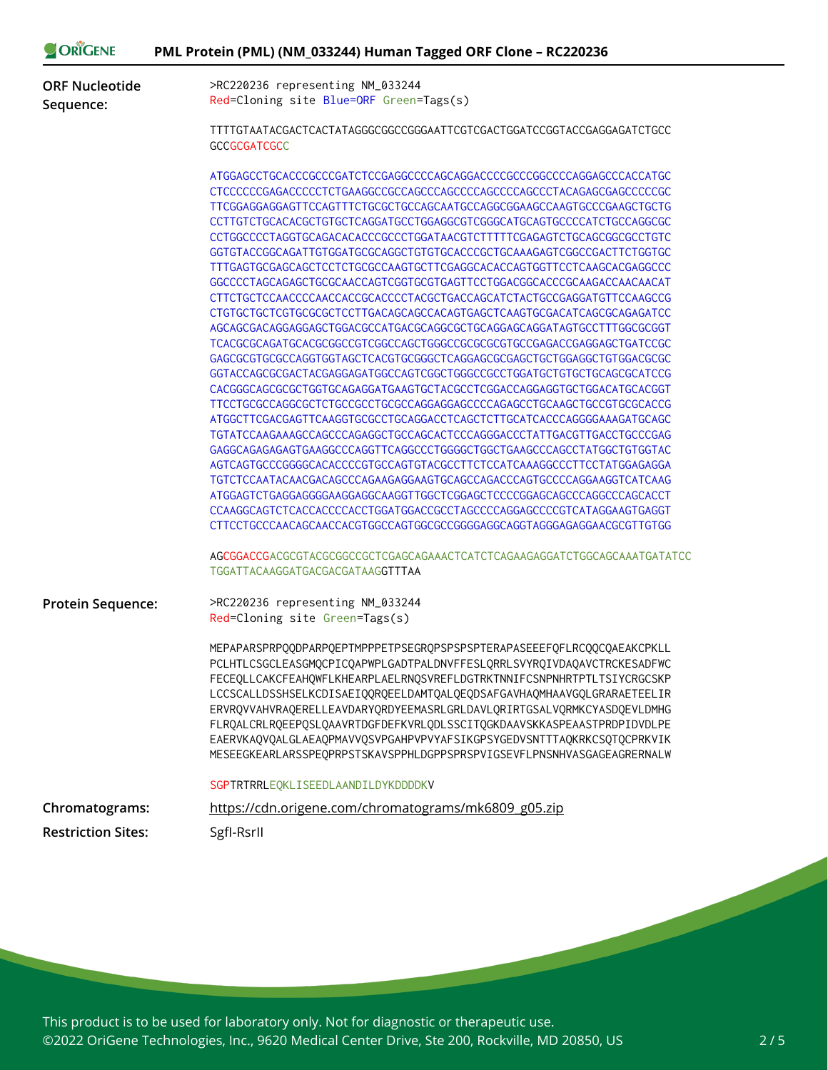# PML Protein (PML) (NM_033244) Human Tagged ORF Clone – RC220236

**ORF Nucleotide Sequence:**

>RC220236 representing NM_033244
Red=Cloning site Blue=ORF Green=Tags(s)

TTTTGTAATACGACTCACTATAGGGCGGCCGGGAATTCGTCGACTGGATCCGGTACCGAGGAGATCTGCC
GCCGCGATCGCC

ATGGAGCCTGCACCCGCCCGATCTCCGAGGCCCCAGCAGGACCCCGCCCGGCCCCAGGAGCCCACCATGC
CTCCCCCCGAGACCCCCTCTGAAGGCCGCCAGCCCAGCCCCAGCCCCAGCCCTACAGAGCGAGCCCCCGC
TTCGGAGGAGGAGTTCCAGTTTCTGCGCTGCCAGCAATGCCAGGCGGAAGCCAAGTGCCCGAAGCTGCTG
CCTTGTCTGCACACGCTGTGCTCAGGATGCCTGGAGGCGTCGGGCATGCAGTGCCCCATCTGCCAGGCGC
CCTGGCCCCTAGGTGCAGACACACCCGCCCTGGATAACGTCTTTTTCGAGAGTCTGCAGCGGCGCCTGTC
GGTGTACCGGCAGATTGTGGATGCGCAGGCTGTGTGCACCCGCTGCAAAGAGTCGGCCGACTTCTGGTGC
TTTGAGTGCGAGCAGCTCCTCTGCGCCAAGTGCTTCGAGGCACACCAGTGGTTCCTCAAGCACGAGGCCC
GGCCCCTAGCAGAGCTGCGCAACCAGTCGGTGCGTGAGTTCCTGGACGGCACCCGCAAGACCAACAACAT
CTTCTGCTCCAACCCCAACCACCGCACCCCTACGCTGACCAGCATCTACTGCCGAGGATGTTCCAAGCCG
CTGTGCTGCTCGTGCGCGCTCCTTGACAGCAGCCACAGTGAGCTCAAGTGCGACATCAGCGCAGAGATCC
AGCAGCGACAGGAGGAGCTGGACGCCATGACGCAGGCGCTGCAGGAGCAGGATAGTGCCTTTGGCGCGGT
TCACGCGCAGATGCACGCGGCCGTCGGCCAGCTGGGCCGCGCGCGTGCCGAGACCGAGGAGCTGATCCGC
GAGCGCGTGCGCCAGGTGGTAGCTCACGTGCGGGCTCAGGAGCGCGAGCTGCTGGAGGCTGTGGACGCGC
GGTACCAGCGCGACTACGAGGAGATGGCCAGTCGGCTGGGCCGCCTGGATGCTGTGCTGCAGCGCATCCG
CACGGGCAGCGCGCTGGTGCAGAGGATGAAGTGCTACGCCTCGGACCAGGAGGTGCTGGACATGCACGGT
TTCCTGCGCCAGGCGCTCTGCCGCCTGCGCCAGGAGGAGCCCCAGAGCCTGCAAGCTGCCGTGCGCACCG
ATGGCTTCGACGAGTTCAAGGTGCGCCTGCAGGACCTCAGCTCTTGCATCACCCAGGGGAAAGATGCAGC
TGTATCCAAGAAAGCCAGCCCAGAGGCTGCCAGCACTCCCAGGGACCCTATTGACGTTGACCTGCCCGAG
GAGGCAGAGAGAGTGAAGGCCCAGGTTCAGGCCCTGGGGCTGGCTGAAGCCCAGCCTATGGCTGTGGTAC
AGTCAGTGCCCGGGGCACACCCCGTGCCAGTGTACGCCTTCTCCATCAAAGGCCCTTCCTATGGAGAGGA
TGTCTCCAATACAACGACAGCCCAGAAGAGGAAGTGCAGCCAGACCCAGTGCCCCAGGAAGGTCATCAAG
ATGGAGTCTGAGGAGGGGAAGGAGGCAAGGTTGGCTCGGAGCTCCCCGGAGCAGCCCAGGCCCAGCACCT
CCAAGGCAGTCTCACCACCCCACCTGGATGGACCGCCTAGCCCCAGGAGCCCCGTCATAGGAAGTGAGGT
CTTCCTGCCCAACAGCAACCACGTGGCCAGTGGCGCCGGGGAGGCAGGTAGGGAGAGGAACGCGTTGTGG

AGCGGACCGACGCGTACGCGGCCGCTCGAGCAGAAACTCATCTCAGAAGAGGATCTGGCAGCAAATGATATCC
TGGATTACAAGGATGACGACGATAAGGTTTAA

**Protein Sequence:**

>RC220236 representing NM_033244
Red=Cloning site Green=Tags(s)

MEPAPARSPRPQQDPARPQEPTMPPPETPSEGRQPSPSPSPTERAPASEEEFQFLRCQQCQAEAKCPKLL
PCLHTLCSGCLEASGMQCPICQAPWPLGADTPALDNVFFESLQRRLSVYRQIVDAQAVCTRCKESADFWC
FECEQLLCAKCFEAHQWFLKHEARPLAELRNQSVREFLDGTRKTNNIFCSNPNHRTPTLTSIYCRGCSKP
LCCSCALLDSSHSELKCDISAEIQQRQEELDAMTQALQEQDSAFGAVHAQMHAAVGQLGRARAETEELIR
ERVRQVVAHVRAQERELLEAVDARYQRDYEEMASRLGRLDAVLQRIRTGSALVQRMKCYASDQEVLDMHG
FLRQALCRLRQEEPQSLQAAVRTDGFDEFKVRLQDLSSCITQGKDAAVSKKASPEAASTPRDPIDVDLPE
EAERVKAQVQALGLAEAQPMAVVQSVPGAHPVPVYAFSIKGPSYGEDVSNTTTAQKRKCSQTQCPRKVIK
MESEEGKEARLARSSPEQPRPSTSKAVSPPHLDGPPSPRSPVIGSEVFLPNSNHVASGAGEAGRERNALW

SGPTRTRRLEQKLISEEDLAANDILDYKDDDDKV

**Chromatograms:** https://cdn.origene.com/chromatograms/mk6809_g05.zip

**Restriction Sites:** SgfI-RsrII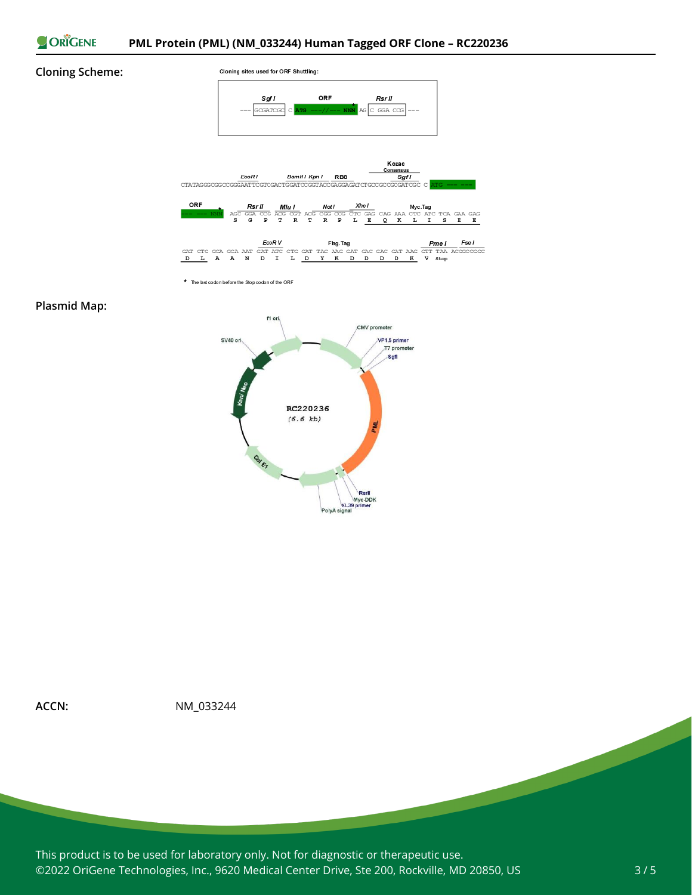**Cloning Scheme:**

Cloning sites used for ORF Shuttling:

```
     SgfI              ORF              RsrII
--- GCGATCGC  C  ATG ---//--- NNN  AG  C GGA CCG ---
```

```
                                                              Kozac
                                                            Consensus
                 EcoR I           BamH I  Kpn I    RBS        Sgf I
CTATAGGGCGGCCGGGAATTCGTCGACTGGATCCGGTACCGAGGAGATCTGCCGCCGCGATCGC C ATG --- ---

ORF         Rsr II      Mlu I       Not I       Xho I              Myc.Tag
--- --- NNN  AGC GGA CCG ACG CGT ACG CGG CCG CTC GAG CAG AAA CTC ATC TCA GAA GAG
              S   G   P   T   R   T   R   P   L   E   Q   K   L   I   S   E   E

                        EcoR V              Flag.Tag                 Pme I      Fse I
GAT CTG GCA GCA AAT GAT ATC CTG GAT TAC AAG GAT GAC GAC GAT AAG GTT TAA ACGGCCGGC
 D   L   A   A   N   D   I   L   D   Y   K   D   D   D   D   K   V  Stop
```

\* The last codon before the Stop codon of the ORF

**Plasmid Map:**

RC220236 (6.6 kb)

f1 ori, CMV promoter, VP1.5 primer, T7 promoter, SgfI, PML, RsrII, Myc-DDK, XL39 primer, PolyA signal, Col E1, Kan/Neo, SV40 ori

**ACCN:** NM_033244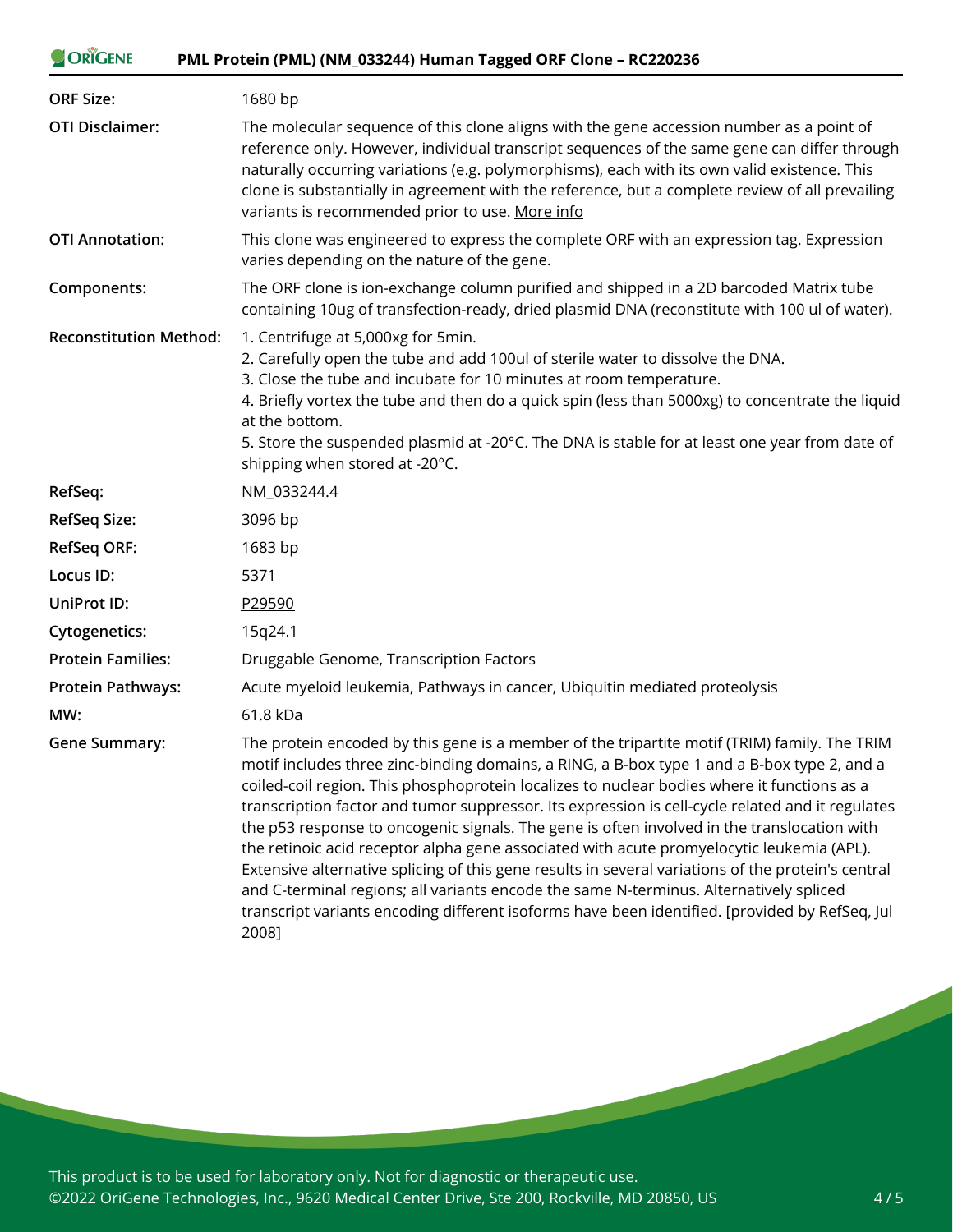| | |
|---|---|
| **ORF Size:** | 1680 bp |
| **OTI Disclaimer:** | The molecular sequence of this clone aligns with the gene accession number as a point of reference only. However, individual transcript sequences of the same gene can differ through naturally occurring variations (e.g. polymorphisms), each with its own valid existence. This clone is substantially in agreement with the reference, but a complete review of all prevailing variants is recommended prior to use. More info |
| **OTI Annotation:** | This clone was engineered to express the complete ORF with an expression tag. Expression varies depending on the nature of the gene. |
| **Components:** | The ORF clone is ion-exchange column purified and shipped in a 2D barcoded Matrix tube containing 10ug of transfection-ready, dried plasmid DNA (reconstitute with 100 ul of water). |
| **Reconstitution Method:** | 1. Centrifuge at 5,000xg for 5min.<br>2. Carefully open the tube and add 100ul of sterile water to dissolve the DNA.<br>3. Close the tube and incubate for 10 minutes at room temperature.<br>4. Briefly vortex the tube and then do a quick spin (less than 5000xg) to concentrate the liquid at the bottom.<br>5. Store the suspended plasmid at -20°C. The DNA is stable for at least one year from date of shipping when stored at -20°C. |
| **RefSeq:** | NM_033244.4 |
| **RefSeq Size:** | 3096 bp |
| **RefSeq ORF:** | 1683 bp |
| **Locus ID:** | 5371 |
| **UniProt ID:** | P29590 |
| **Cytogenetics:** | 15q24.1 |
| **Protein Families:** | Druggable Genome, Transcription Factors |
| **Protein Pathways:** | Acute myeloid leukemia, Pathways in cancer, Ubiquitin mediated proteolysis |
| **MW:** | 61.8 kDa |
| **Gene Summary:** | The protein encoded by this gene is a member of the tripartite motif (TRIM) family. The TRIM motif includes three zinc-binding domains, a RING, a B-box type 1 and a B-box type 2, and a coiled-coil region. This phosphoprotein localizes to nuclear bodies where it functions as a transcription factor and tumor suppressor. Its expression is cell-cycle related and it regulates the p53 response to oncogenic signals. The gene is often involved in the translocation with the retinoic acid receptor alpha gene associated with acute promyelocytic leukemia (APL). Extensive alternative splicing of this gene results in several variations of the protein's central and C-terminal regions; all variants encode the same N-terminus. Alternatively spliced transcript variants encoding different isoforms have been identified. [provided by RefSeq, Jul 2008] |

This product is to be used for laboratory only. Not for diagnostic or therapeutic use.
©2022 OriGene Technologies, Inc., 9620 Medical Center Drive, Ste 200, Rockville, MD 20850, US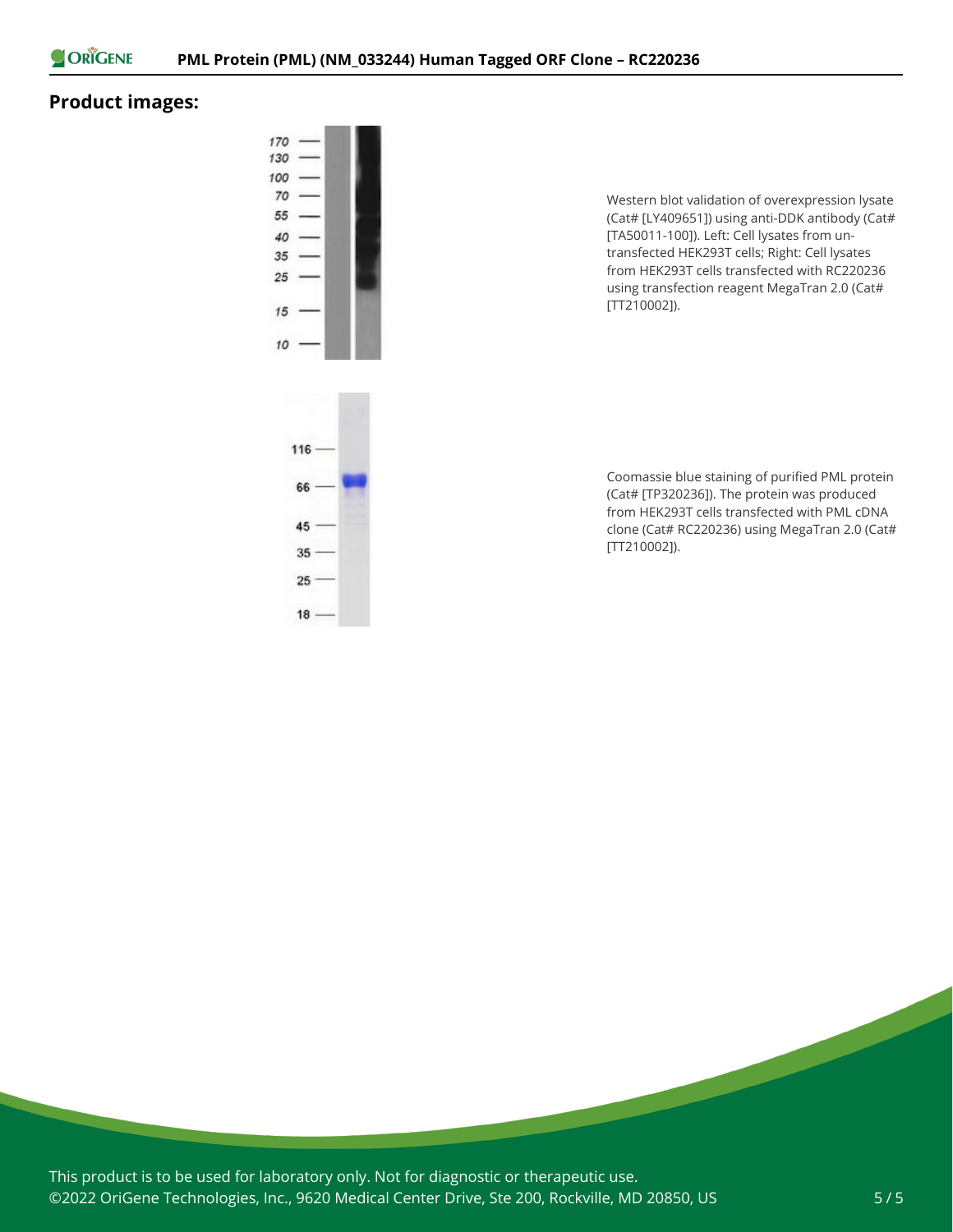## Product images:

170
130
100
70
55
40
35
25
15
10

Western blot validation of overexpression lysate (Cat# [LY409651]) using anti-DDK antibody (Cat# [TA50011-100]). Left: Cell lysates from un-transfected HEK293T cells; Right: Cell lysates from HEK293T cells transfected with RC220236 using transfection reagent MegaTran 2.0 (Cat# [TT210002]).

116
66
45
35
25
18

Coomassie blue staining of purified PML protein (Cat# [TP320236]). The protein was produced from HEK293T cells transfected with PML cDNA clone (Cat# RC220236) using MegaTran 2.0 (Cat# [TT210002]).

This product is to be used for laboratory only. Not for diagnostic or therapeutic use.
©2022 OriGene Technologies, Inc., 9620 Medical Center Drive, Ste 200, Rockville, MD 20850, US